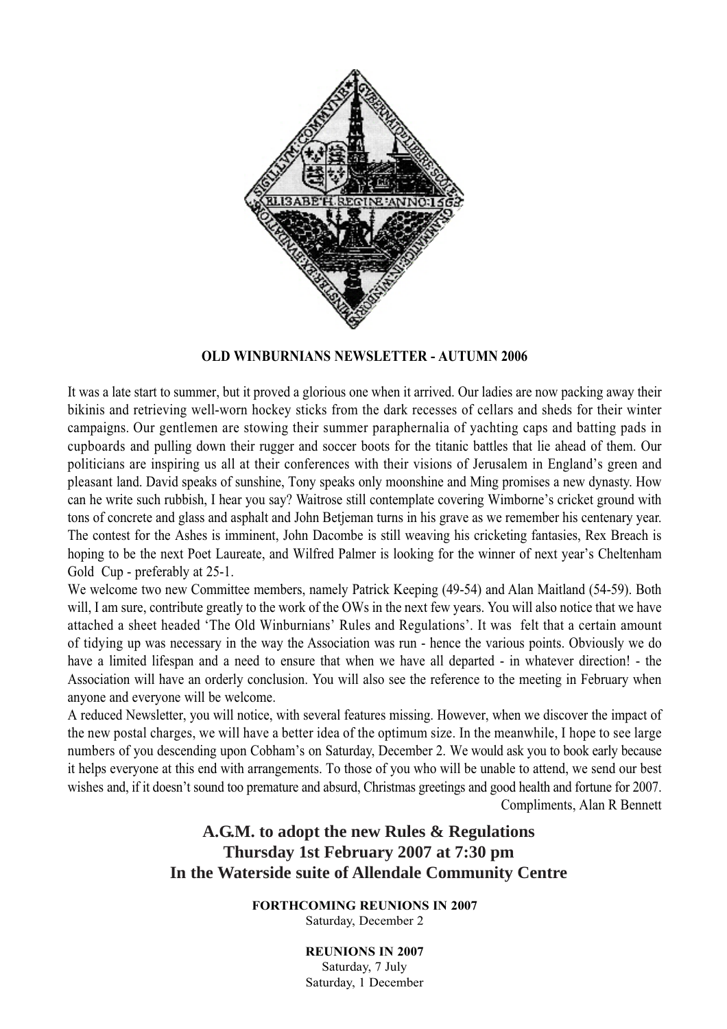**OLD WINBURNIANS NEWSLETTER - AUTUMN 2006**

It was a late start to summer, but it proved a glorious one when it arrived. Our ladies are now packing away their bikinis and retrieving well-worn hockey sticks from the dark recesses of cellars and sheds for their winter campaigns. Our gentlemen are stowing their summer paraphernalia of yachting caps and batting pads in cupboards and pulling down their rugger and soccer boots for the titanic battles that lie ahead of them. Our politicians are inspiring us all at their conferences with their visions of Jerusalem in England's green and pleasant land. David speaks of sunshine, Tony speaks only moonshine and Ming promises a new dynasty. How can he write such rubbish, I hear you say? Waitrose still contemplate covering Wimborne's cricket ground with tons of concrete and glass and asphalt and John Betjeman turns in his grave as we remember his centenary year. The contest for the Ashes is imminent, John Dacombe is still weaving his cricketing fantasies, Rex Breach is hoping to be the next Poet Laureate, and Wilfred Palmer is looking for the winner of next year's Cheltenham Gold Cup - preferably at 25-1.

We welcome two new Committee members, namely Patrick Keeping (49-54) and Alan Maitland (54-59). Both will, I am sure, contribute greatly to the work of the OWs in the next few years. You will also notice that we have attached a sheet headed 'The Old Winburnians' Rules and Regulations'. It was felt that a certain amount of tidying up was necessary in the way the Association was run - hence the various points. Obviously we do have a limited lifespan and a need to ensure that when we have all departed - in whatever direction! - the Association will have an orderly conclusion. You will also see the reference to the meeting in February when anyone and everyone will be welcome.

A reduced Newsletter, you will notice, with several features missing. However, when we discover the impact of the new postal charges, we will have a better idea of the optimum size. In the meanwhile, I hope to see large numbers of you descending upon Cobham's on Saturday, December 2. We would ask you to book early because it helps everyone at this end with arrangements. To those of you who will be unable to attend, we send our best wishes and, if it doesn't sound too premature and absurd, Christmas greetings and good health and fortune for 2007.

Compliments, Alan R Bennett

## A.G.M. to adopt the new Rules & Regulations
## Thursday 1st February 2007 at 7:30 pm
## In the Waterside suite of Allendale Community Centre

**FORTHCOMING REUNIONS IN 2007**

Saturday, December 2

**REUNIONS IN 2007**

Saturday, 7 July

Saturday, 1 December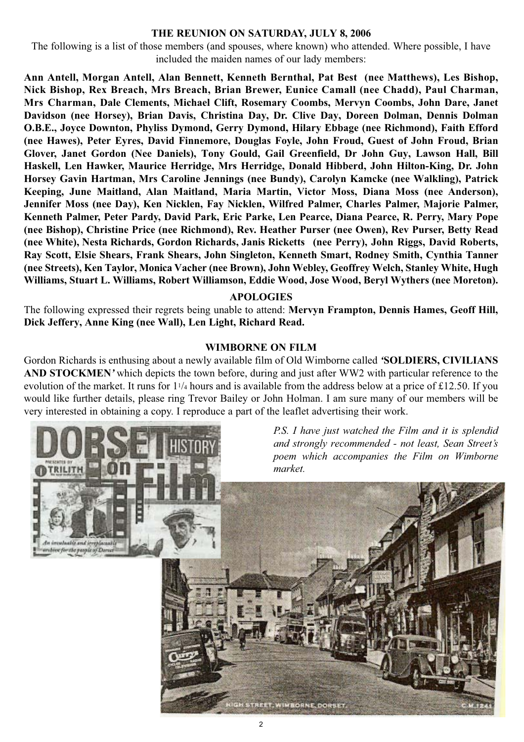## THE REUNION ON SATURDAY, JULY 8, 2006

The following is a list of those members (and spouses, where known) who attended. Where possible, I have included the maiden names of our lady members:

**Ann Antell, Morgan Antell, Alan Bennett, Kenneth Bernthal, Pat Best (nee Matthews), Les Bishop, Nick Bishop, Rex Breach, Mrs Breach, Brian Brewer, Eunice Camall (nee Chadd), Paul Charman, Mrs Charman, Dale Clements, Michael Clift, Rosemary Coombs, Mervyn Coombs, John Dare, Janet Davidson (nee Horsey), Brian Davis, Christina Day, Dr. Clive Day, Doreen Dolman, Dennis Dolman O.B.E., Joyce Downton, Phyliss Dymond, Gerry Dymond, Hilary Ebbage (nee Richmond), Faith Efford (nee Hawes), Peter Eyres, David Finnemore, Douglas Foyle, John Froud, Guest of John Froud, Brian Glover, Janet Gordon (Nee Daniels), Tony Gould, Gail Greenfield, Dr John Guy, Lawson Hall, Bill Haskell, Len Hawker, Maurice Herridge, Mrs Herridge, Donald Hibberd, John Hilton-King, Dr. John Horsey Gavin Hartman, Mrs Caroline Jennings (nee Bundy), Carolyn Kamcke (nee Walkling), Patrick Keeping, June Maitland, Alan Maitland, Maria Martin, Victor Moss, Diana Moss (nee Anderson), Jennifer Moss (nee Day), Ken Nicklen, Fay Nicklen, Wilfred Palmer, Charles Palmer, Majorie Palmer, Kenneth Palmer, Peter Pardy, David Park, Eric Parke, Len Pearce, Diana Pearce, R. Perry, Mary Pope (nee Bishop), Christine Price (nee Richmond), Rev. Heather Purser (nee Owen), Rev Purser, Betty Read (nee White), Nesta Richards, Gordon Richards, Janis Ricketts (nee Perry), John Riggs, David Roberts, Ray Scott, Elsie Shears, Frank Shears, John Singleton, Kenneth Smart, Rodney Smith, Cynthia Tanner (nee Streets), Ken Taylor, Monica Vacher (nee Brown), John Webley, Geoffrey Welch, Stanley White, Hugh Williams, Stuart L. Williams, Robert Williamson, Eddie Wood, Jose Wood, Beryl Wythers (nee Moreton).**

## APOLOGIES

The following expressed their regrets being unable to attend: **Mervyn Frampton, Dennis Hames, Geoff Hill, Dick Jeffery, Anne King (nee Wall), Len Light, Richard Read.**

## WIMBORNE ON FILM

Gordon Richards is enthusing about a newly available film of Old Wimborne called ***'SOLDIERS, CIVILIANS AND STOCKMEN'*** which depicts the town before, during and just after WW2 with particular reference to the evolution of the market. It runs for 1 1/4 hours and is available from the address below at a price of £12.50. If you would like further details, please ring Trevor Bailey or John Holman. I am sure many of our members will be very interested in obtaining a copy. I reproduce a part of the leaflet advertising their work.

*P.S. I have just watched the Film and it is splendid and strongly recommended - not least, Sean Street's poem which accompanies the Film on Wimborne market.*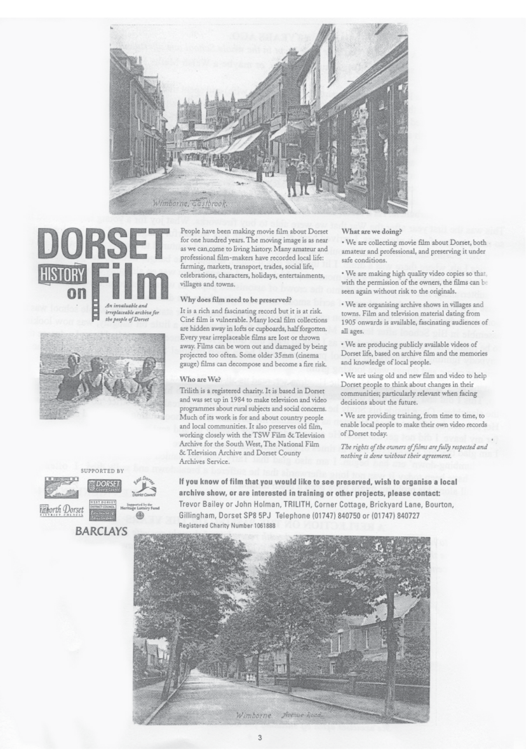Wimborne, Eastbrook.

# DORSET HISTORY on Film

*An invaluable and irreplaceable archive for the people of Dorset*

People have been making movie film about Dorset for one hundred years. The moving image is as near as we can come to living history. Many amateur and professional film-makers have recorded local life: farming, markets, transport, trades, social life, celebrations, characters, holidays, entertainments, villages and towns.

## Why does film need to be preserved?

It is a rich and fascinating record but it is at risk. Ciné film is vulnerable. Many local film collections are hidden away in lofts or cupboards, half forgotten. Every year irreplaceable films are lost or thrown away. Films can be worn out and damaged by being projected too often. Some older 35mm (cinema gauge) films can decompose and become a fire risk.

## Who are We?

Trilith is a registered charity. It is based in Dorset and was set up in 1984 to make television and video programmes about rural subjects and social concerns. Much of its work is for and about country people and local communities. It also preserves old film, working closely with the TSW Film & Television Archive for the South West, The National Film & Television Archive and Dorset County Archives Service.

## What are we doing?

- We are collecting movie film about Dorset, both amateur and professional, and preserving it under safe conditions.
- We are making high quality video copies so that, with the permission of the owners, the films can be seen again without risk to the originals.
- We are organising archive shows in villages and towns. Film and television material dating from 1905 onwards is available, fascinating audiences of all ages.
- We are producing publicly available videos of Dorset life, based on archive film and the memories and knowledge of local people.
- We are using old and new film and video to help Dorset people to think about changes in their communities; particularly relevant when facing decisions about the future.
- We are providing training, from time to time, to enable local people to make their own video records of Dorset today.

*The rights of the owners of films are fully respected and nothing is done without their agreement.*

SUPPORTED BY

Dorset County Council · East Dorset District Council · North Dorset District Council · West Dorset District Council · Supported by the Heritage Lottery Fund · BARCLAYS

**If you know of film that you would like to see preserved, wish to organise a local archive show, or are interested in training or other projects, please contact:**

Trevor Bailey or John Holman, TRILITH, Corner Cottage, Brickyard Lane, Bourton, Gillingham, Dorset SP8 5PJ Telephone (01747) 840750 or (01747) 840727

Registered Charity Number 1061888

Wimborne Avenue Road.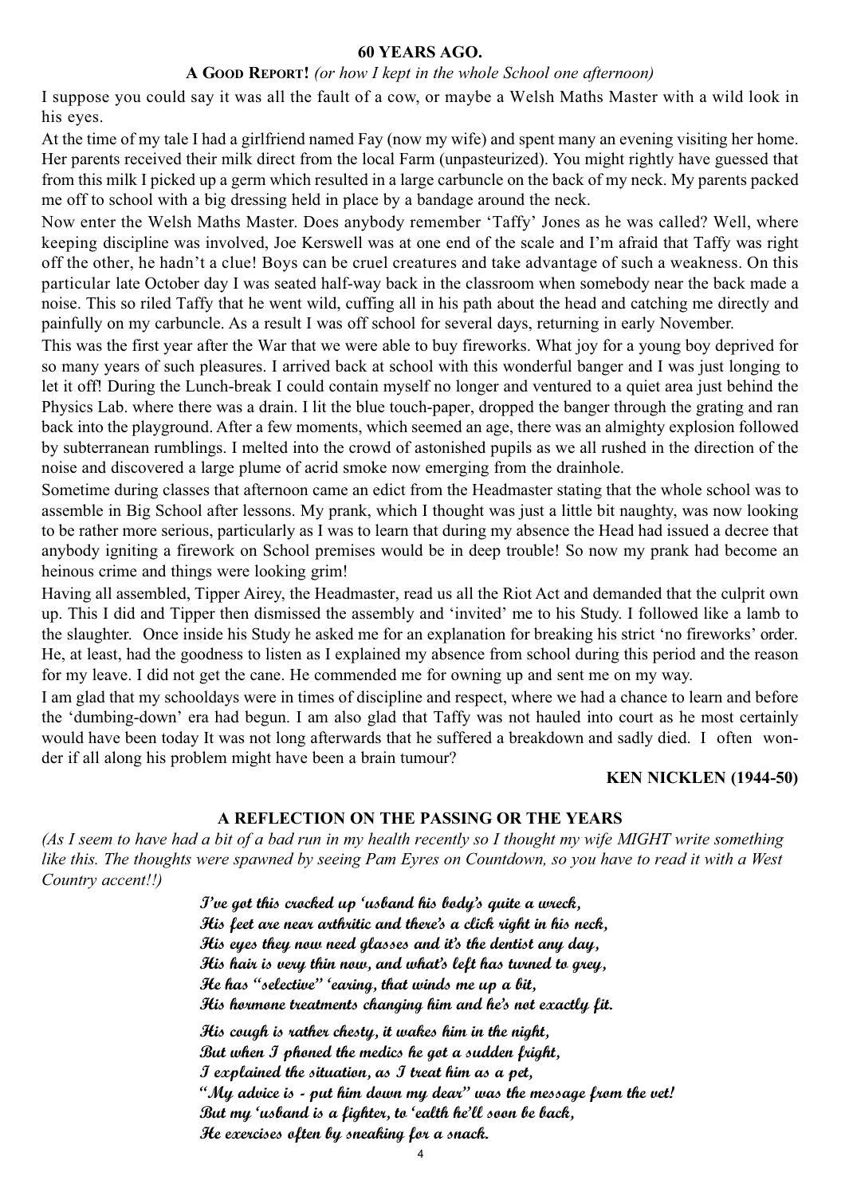## 60 YEARS AGO.

### A GOOD REPORT! *(or how I kept in the whole School one afternoon)*

I suppose you could say it was all the fault of a cow, or maybe a Welsh Maths Master with a wild look in his eyes.

At the time of my tale I had a girlfriend named Fay (now my wife) and spent many an evening visiting her home. Her parents received their milk direct from the local Farm (unpasteurized). You might rightly have guessed that from this milk I picked up a germ which resulted in a large carbuncle on the back of my neck. My parents packed me off to school with a big dressing held in place by a bandage around the neck.

Now enter the Welsh Maths Master. Does anybody remember 'Taffy' Jones as he was called? Well, where keeping discipline was involved, Joe Kerswell was at one end of the scale and I'm afraid that Taffy was right off the other, he hadn't a clue! Boys can be cruel creatures and take advantage of such a weakness. On this particular late October day I was seated half-way back in the classroom when somebody near the back made a noise. This so riled Taffy that he went wild, cuffing all in his path about the head and catching me directly and painfully on my carbuncle. As a result I was off school for several days, returning in early November.

This was the first year after the War that we were able to buy fireworks. What joy for a young boy deprived for so many years of such pleasures. I arrived back at school with this wonderful banger and I was just longing to let it off! During the Lunch-break I could contain myself no longer and ventured to a quiet area just behind the Physics Lab. where there was a drain. I lit the blue touch-paper, dropped the banger through the grating and ran back into the playground. After a few moments, which seemed an age, there was an almighty explosion followed by subterranean rumblings. I melted into the crowd of astonished pupils as we all rushed in the direction of the noise and discovered a large plume of acrid smoke now emerging from the drainhole.

Sometime during classes that afternoon came an edict from the Headmaster stating that the whole school was to assemble in Big School after lessons. My prank, which I thought was just a little bit naughty, was now looking to be rather more serious, particularly as I was to learn that during my absence the Head had issued a decree that anybody igniting a firework on School premises would be in deep trouble! So now my prank had become an heinous crime and things were looking grim!

Having all assembled, Tipper Airey, the Headmaster, read us all the Riot Act and demanded that the culprit own up. This I did and Tipper then dismissed the assembly and 'invited' me to his Study. I followed like a lamb to the slaughter. Once inside his Study he asked me for an explanation for breaking his strict 'no fireworks' order. He, at least, had the goodness to listen as I explained my absence from school during this period and the reason for my leave. I did not get the cane. He commended me for owning up and sent me on my way.

I am glad that my schooldays were in times of discipline and respect, where we had a chance to learn and before the 'dumbing-down' era had begun. I am also glad that Taffy was not hauled into court as he most certainly would have been today It was not long afterwards that he suffered a breakdown and sadly died. I often wonder if all along his problem might have been a brain tumour?

**KEN NICKLEN (1944-50)**

## A REFLECTION ON THE PASSING OR THE YEARS

*(As I seem to have had a bit of a bad run in my health recently so I thought my wife MIGHT write something like this. The thoughts were spawned by seeing Pam Eyres on Countdown, so you have to read it with a West Country accent!!)*

*I've got this crocked up 'usband his body's quite a wreck,*
*His feet are near arthritic and there's a click right in his neck,*
*His eyes they now need glasses and it's the dentist any day,*
*His hair is very thin now, and what's left has turned to grey,*
*He has "selective" 'earing, that winds me up a bit,*
*His hormone treatments changing him and he's not exactly fit.*

*His cough is rather chesty, it wakes him in the night,*
*But when I phoned the medics he got a sudden fright,*
*I explained the situation, as I treat him as a pet,*
*"My advice is - put him down my dear" was the message from the vet!*
*But my 'usband is a fighter, to 'ealth he'll soon be back,*
*He exercises often by sneaking for a snack.*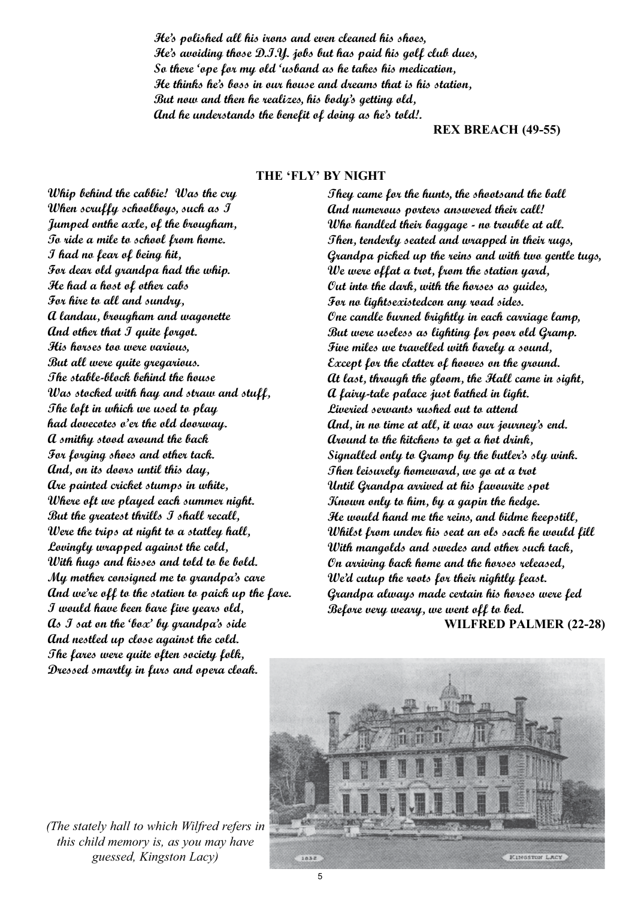*He's polished all his irons and even cleaned his shoes,*
*He's avoiding those D.I.Y. jobs but has paid his golf club dues,*
*So there 'ope for my old 'usband as he takes his medication,*
*He thinks he's boss in our house and dreams that is his station,*
*But now and then he realizes, his body's getting old,*
*And he understands the benefit of doing as he's told!.*

**REX BREACH (49-55)**

## THE 'FLY' BY NIGHT

*Whip behind the cabbie! Was the cry*
*When scruffy schoolboys, such as I*
*Jumped onthe axle, of the brougham,*
*To ride a mile to school from home.*
*I had no fear of being hit,*
*For dear old grandpa had the whip.*
*He had a host of other cabs*
*For hire to all and sundry,*
*A landau, brougham and wagonette*
*And other that I quite forgot.*
*His horses too were various,*
*But all were quite gregarious.*
*The stable-block behind the house*
*Was stocked with hay and straw and stuff,*
*The loft in which we used to play*
*had dovecotes o'er the old doorway.*
*A smithy stood around the back*
*For forging shoes and other tack.*
*And, on its doors until this day,*
*Are painted cricket stumps in white,*
*Where oft we played each summer night.*
*But the greatest thrills I shall recall,*
*Were the trips at night to a statley hall,*
*Lovingly wrapped against the cold,*
*With hugs and kisses and told to be bold.*
*My mother consigned me to grandpa's care*
*And we're off to the station to paick up the fare.*
*I would have been bare five years old,*
*As I sat on the 'box' by grandpa's side*
*And nestled up close against the cold.*
*The fares were quite often society folk,*
*Dressed smartly in furs and opera cloak.*
*They came for the hunts, the shootsand the ball*
*And numerous porters answered their call!*
*Who handled their baggage - no trouble at all.*
*Then, tenderly seated and wrapped in their rugs,*
*Grandpa picked up the reins and with two gentle tugs,*
*We were offat a trot, from the station yard,*
*Out into the dark, with the horses as guides,*
*For no lightsexistedcon any road sides.*
*One candle burned brightly in each carriage lamp,*
*But were useless as lighting for poor old Gramp.*
*Five miles we travelled with barely a sound,*
*Except for the clatter of hooves on the ground.*
*At last, through the gloom, the Hall came in sight,*
*A fairy-tale palace just bathed in light.*
*Liveried servants rushed out to attend*
*And, in no time at all, it was our journey's end.*
*Around to the kitchens to get a hot drink,*
*Signalled only to Gramp by the butler's sly wink.*
*Then leisurely homeward, we go at a trot*
*Until Grandpa arrived at his favourite spot*
*Known only to him, by a gapin the hedge.*
*He would hand me the reins, and bidme keepstill,*
*Whilst from under his seat an ols sack he would fill*
*With mangolds and swedes and other such tack,*
*On arriving back home and the horses released,*
*We'd cutup the roots for their nightly feast.*
*Grandpa always made certain his horses were fed*
*Before very weary, we went off to bed.*

**WILFRED PALMER (22-28)**

*(The stately hall to which Wilfred refers in this child memory is, as you may have guessed, Kingston Lacy)*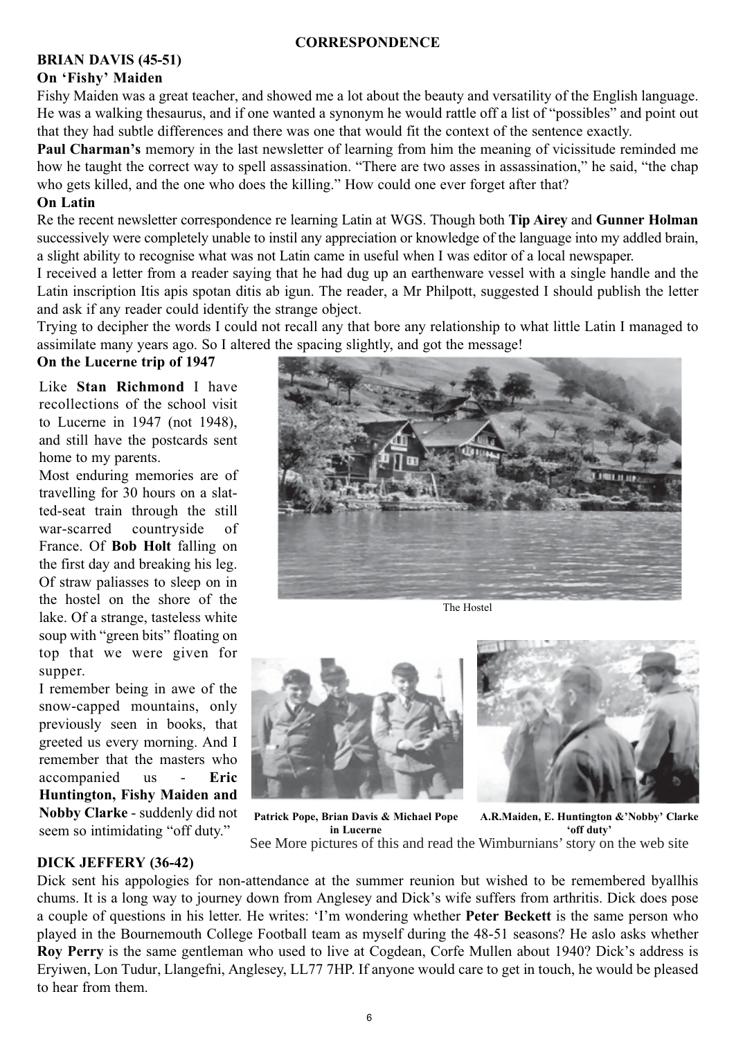## CORRESPONDENCE

### BRIAN DAVIS (45-51)

**On 'Fishy' Maiden**

Fishy Maiden was a great teacher, and showed me a lot about the beauty and versatility of the English language. He was a walking thesaurus, and if one wanted a synonym he would rattle off a list of "possibles" and point out that they had subtle differences and there was one that would fit the context of the sentence exactly.

**Paul Charman's** memory in the last newsletter of learning from him the meaning of vicissitude reminded me how he taught the correct way to spell assassination. "There are two asses in assassination," he said, "the chap who gets killed, and the one who does the killing." How could one ever forget after that?

**On Latin**

Re the recent newsletter correspondence re learning Latin at WGS. Though both **Tip Airey** and **Gunner Holman** successively were completely unable to instil any appreciation or knowledge of the language into my addled brain, a slight ability to recognise what was not Latin came in useful when I was editor of a local newspaper.

I received a letter from a reader saying that he had dug up an earthenware vessel with a single handle and the Latin inscription Itis apis spotan ditis ab igun. The reader, a Mr Philpott, suggested I should publish the letter and ask if any reader could identify the strange object.

Trying to decipher the words I could not recall any that bore any relationship to what little Latin I managed to assimilate many years ago. So I altered the spacing slightly, and got the message!

**On the Lucerne trip of 1947**

Like **Stan Richmond** I have recollections of the school visit to Lucerne in 1947 (not 1948), and still have the postcards sent home to my parents.

Most enduring memories are of travelling for 30 hours on a slatted-seat train through the still war-scarred countryside of France. Of **Bob Holt** falling on the first day and breaking his leg. Of straw paliasses to sleep on in the hostel on the shore of the lake. Of a strange, tasteless white soup with "green bits" floating on top that we were given for supper.

I remember being in awe of the snow-capped mountains, only previously seen in books, that greeted us every morning. And I remember that the masters who accompanied us - **Eric Huntington, Fishy Maiden and Nobby Clarke** - suddenly did not seem so intimidating "off duty."

The Hostel

**Patrick Pope, Brian Davis & Michael Pope in Lucerne**

**A.R.Maiden, E. Huntington &'Nobby' Clarke 'off duty'**

See More pictures of this and read the Wimburnians' story on the web site

### DICK JEFFERY (36-42)

Dick sent his appologies for non-attendance at the summer reunion but wished to be remembered byallhis chums. It is a long way to journey down from Anglesey and Dick's wife suffers from arthritis. Dick does pose a couple of questions in his letter. He writes: 'I'm wondering whether **Peter Beckett** is the same person who played in the Bournemouth College Football team as myself during the 48-51 seasons? He aslo asks whether **Roy Perry** is the same gentleman who used to live at Cogdean, Corfe Mullen about 1940? Dick's address is Eryiwen, Lon Tudur, Llangefni, Anglesey, LL77 7HP. If anyone would care to get in touch, he would be pleased to hear from them.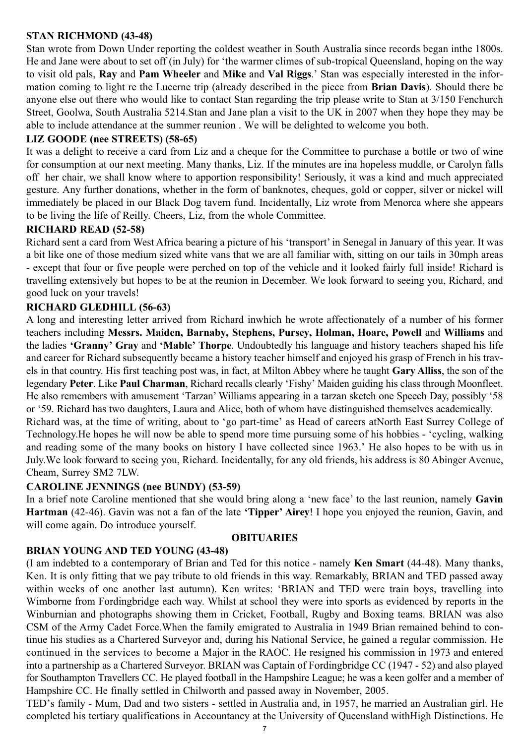### STAN RICHMOND (43-48)

Stan wrote from Down Under reporting the coldest weather in South Australia since records began inthe 1800s. He and Jane were about to set off (in July) for 'the warmer climes of sub-tropical Queensland, hoping on the way to visit old pals, **Ray** and **Pam Wheeler** and **Mike** and **Val Riggs**.' Stan was especially interested in the information coming to light re the Lucerne trip (already described in the piece from **Brian Davis**). Should there be anyone else out there who would like to contact Stan regarding the trip please write to Stan at 3/150 Fenchurch Street, Goolwa, South Australia 5214.Stan and Jane plan a visit to the UK in 2007 when they hope they may be able to include attendance at the summer reunion . We will be delighted to welcome you both.

### LIZ GOODE (nee STREETS) (58-65)

It was a delight to receive a card from Liz and a cheque for the Committee to purchase a bottle or two of wine for consumption at our next meeting. Many thanks, Liz. If the minutes are ina hopeless muddle, or Carolyn falls off her chair, we shall know where to apportion responsibility! Seriously, it was a kind and much appreciated gesture. Any further donations, whether in the form of banknotes, cheques, gold or copper, silver or nickel will immediately be placed in our Black Dog tavern fund. Incidentally, Liz wrote from Menorca where she appears to be living the life of Reilly. Cheers, Liz, from the whole Committee.

### RICHARD READ (52-58)

Richard sent a card from West Africa bearing a picture of his 'transport' in Senegal in January of this year. It was a bit like one of those medium sized white vans that we are all familiar with, sitting on our tails in 30mph areas - except that four or five people were perched on top of the vehicle and it looked fairly full inside! Richard is travelling extensively but hopes to be at the reunion in December. We look forward to seeing you, Richard, and good luck on your travels!

### RICHARD GLEDHILL (56-63)

A long and interesting letter arrived from Richard inwhich he wrote affectionately of a number of his former teachers including **Messrs. Maiden, Barnaby, Stephens, Pursey, Holman, Hoare, Powell** and **Williams** and the ladies **'Granny' Gray** and **'Mable' Thorpe**. Undoubtedly his language and history teachers shaped his life and career for Richard subsequently became a history teacher himself and enjoyed his grasp of French in his travels in that country. His first teaching post was, in fact, at Milton Abbey where he taught **Gary Alliss**, the son of the legendary **Peter**. Like **Paul Charman**, Richard recalls clearly 'Fishy' Maiden guiding his class through Moonfleet. He also remembers with amusement 'Tarzan' Williams appearing in a tarzan sketch one Speech Day, possibly '58 or '59. Richard has two daughters, Laura and Alice, both of whom have distinguished themselves academically.

Richard was, at the time of writing, about to 'go part-time' as Head of careers atNorth East Surrey College of Technology.He hopes he will now be able to spend more time pursuing some of his hobbies - 'cycling, walking and reading some of the many books on history I have collected since 1963.' He also hopes to be with us in July.We look forward to seeing you, Richard. Incidentally, for any old friends, his address is 80 Abinger Avenue, Cheam, Surrey SM2 7LW.

### CAROLINE JENNINGS (nee BUNDY) (53-59)

In a brief note Caroline mentioned that she would bring along a 'new face' to the last reunion, namely **Gavin Hartman** (42-46). Gavin was not a fan of the late **'Tipper' Airey**! I hope you enjoyed the reunion, Gavin, and will come again. Do introduce yourself.

## OBITUARIES

### BRIAN YOUNG AND TED YOUNG (43-48)

(I am indebted to a contemporary of Brian and Ted for this notice - namely **Ken Smart** (44-48). Many thanks, Ken. It is only fitting that we pay tribute to old friends in this way. Remarkably, BRIAN and TED passed away within weeks of one another last autumn). Ken writes: 'BRIAN and TED were train boys, travelling into Wimborne from Fordingbridge each way. Whilst at school they were into sports as evidenced by reports in the Winburnian and photographs showing them in Cricket, Football, Rugby and Boxing teams. BRIAN was also CSM of the Army Cadet Force.When the family emigrated to Australia in 1949 Brian remained behind to continue his studies as a Chartered Surveyor and, during his National Service, he gained a regular commission. He continued in the services to become a Major in the RAOC. He resigned his commission in 1973 and entered into a partnership as a Chartered Surveyor. BRIAN was Captain of Fordingbridge CC (1947 - 52) and also played for Southampton Travellers CC. He played football in the Hampshire League; he was a keen golfer and a member of Hampshire CC. He finally settled in Chilworth and passed away in November, 2005.

TED's family - Mum, Dad and two sisters - settled in Australia and, in 1957, he married an Australian girl. He completed his tertiary qualifications in Accountancy at the University of Queensland withHigh Distinctions. He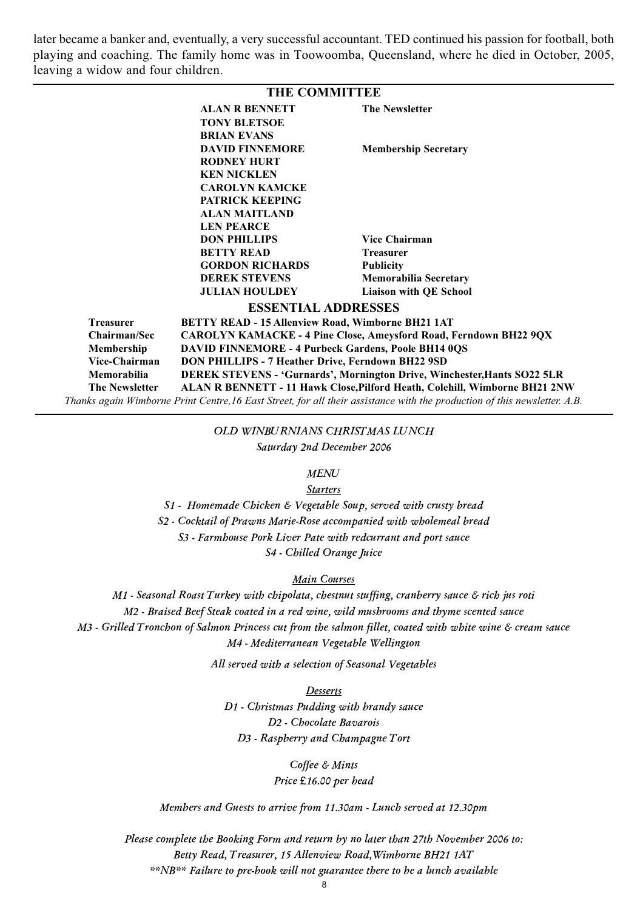later became a banker and, eventually, a very successful accountant. TED continued his passion for football, both playing and coaching. The family home was in Toowoomba, Queensland, where he died in October, 2005, leaving a widow and four children.

## THE COMMITTEE

| | |
|---|---|
| **ALAN R BENNETT** | **The Newsletter** |
| **TONY BLETSOE** | |
| **BRIAN EVANS** | |
| **DAVID FINNEMORE** | **Membership Secretary** |
| **RODNEY HURT** | |
| **KEN NICKLEN** | |
| **CAROLYN KAMCKE** | |
| **PATRICK KEEPING** | |
| **ALAN MAITLAND** | |
| **LEN PEARCE** | |
| **DON PHILLIPS** | **Vice Chairman** |
| **BETTY READ** | **Treasurer** |
| **GORDON RICHARDS** | **Publicity** |
| **DEREK STEVENS** | **Memorabilia Secretary** |
| **JULIAN HOULDEY** | **Liaison with QE School** |

## ESSENTIAL ADDRESSES

| | |
|---|---|
| **Treasurer** | **BETTY READ - 15 Allenview Road, Wimborne BH21 1AT** |
| **Chairman/Sec** | **CAROLYN KAMACKE - 4 Pine Close, Ameysford Road, Ferndown BH22 9QX** |
| **Membership** | **DAVID FINNEMORE - 4 Purbeck Gardens, Poole BH14 0QS** |
| **Vice-Chairman** | **DON PHILLIPS - 7 Heather Drive, Ferndown BH22 9SD** |
| **Memorabilia** | **DEREK STEVENS - 'Gurnards', Mornington Drive, Winchester,Hants SO22 5LR** |
| **The Newsletter** | **ALAN R BENNETT - 11 Hawk Close,Pilford Heath, Colehill, Wimborne BH21 2NW** |

*Thanks again Wimborne Print Centre,16 East Street, for all their assistance with the production of this newsletter. A.B.*

---

*OLD WINBURNIANS CHRISTMAS LUNCH*

*Saturday 2nd December 2006*

*MENU*

*Starters*

*S1 - Homemade Chicken & Vegetable Soup, served with crusty bread*

*S2 - Cocktail of Prawns Marie-Rose accompanied with wholemeal bread*

*S3 - Farmhouse Pork Liver Pate with redcurrant and port sauce*

*S4 - Chilled Orange Juice*

*Main Courses*

*M1 - Seasonal Roast Turkey with chipolata, chestnut stuffing, cranberry sauce & rich jus roti*

*M2 - Braised Beef Steak coated in a red wine, wild mushrooms and thyme scented sauce*

*M3 - Grilled Tronchon of Salmon Princess cut from the salmon fillet, coated with white wine & cream sauce*

*M4 - Mediterranean Vegetable Wellington*

*All served with a selection of Seasonal Vegetables*

*Desserts*

*D1 - Christmas Pudding with brandy sauce*

*D2 - Chocolate Bavarois*

*D3 - Raspberry and Champagne Tort*

*Coffee & Mints*

*Price £16.00 per head*

*Members and Guests to arrive from 11.30am - Lunch served at 12.30pm*

*Please complete the Booking Form and return by no later than 27th November 2006 to:*

*Betty Read, Treasurer, 15 Allenview Road,Wimborne BH21 1AT*

*\*\*NB\*\* Failure to pre-book will not guarantee there to be a lunch available*